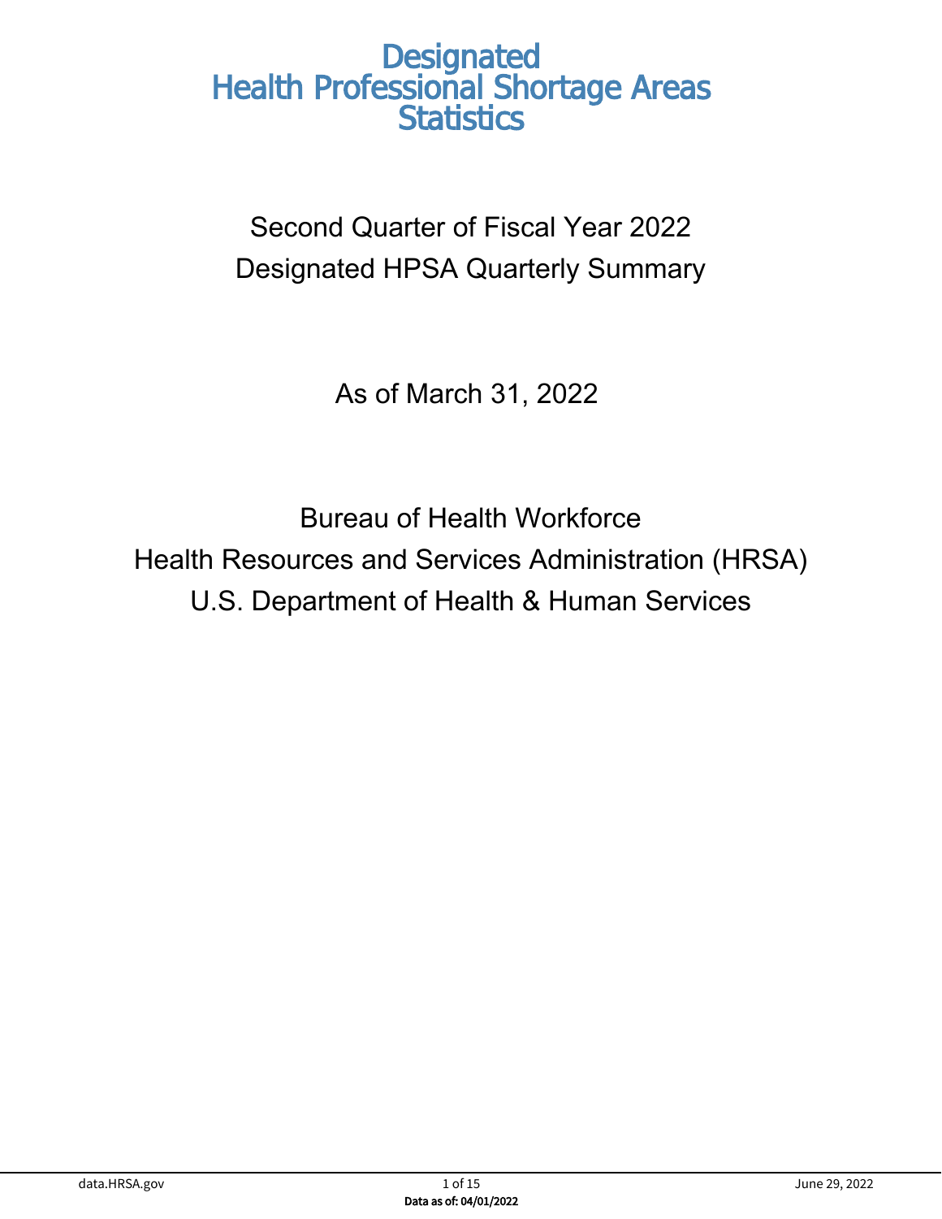# Designated Health Professional Shortage Areas Statistics

Second Quarter of Fiscal Year 2022

Designated HPSA Quarterly Summary

As of March 31, 2022

Bureau of Health Workforce

Health Resources and Services Administration (HRSA)

U.S. Department of Health & Human Services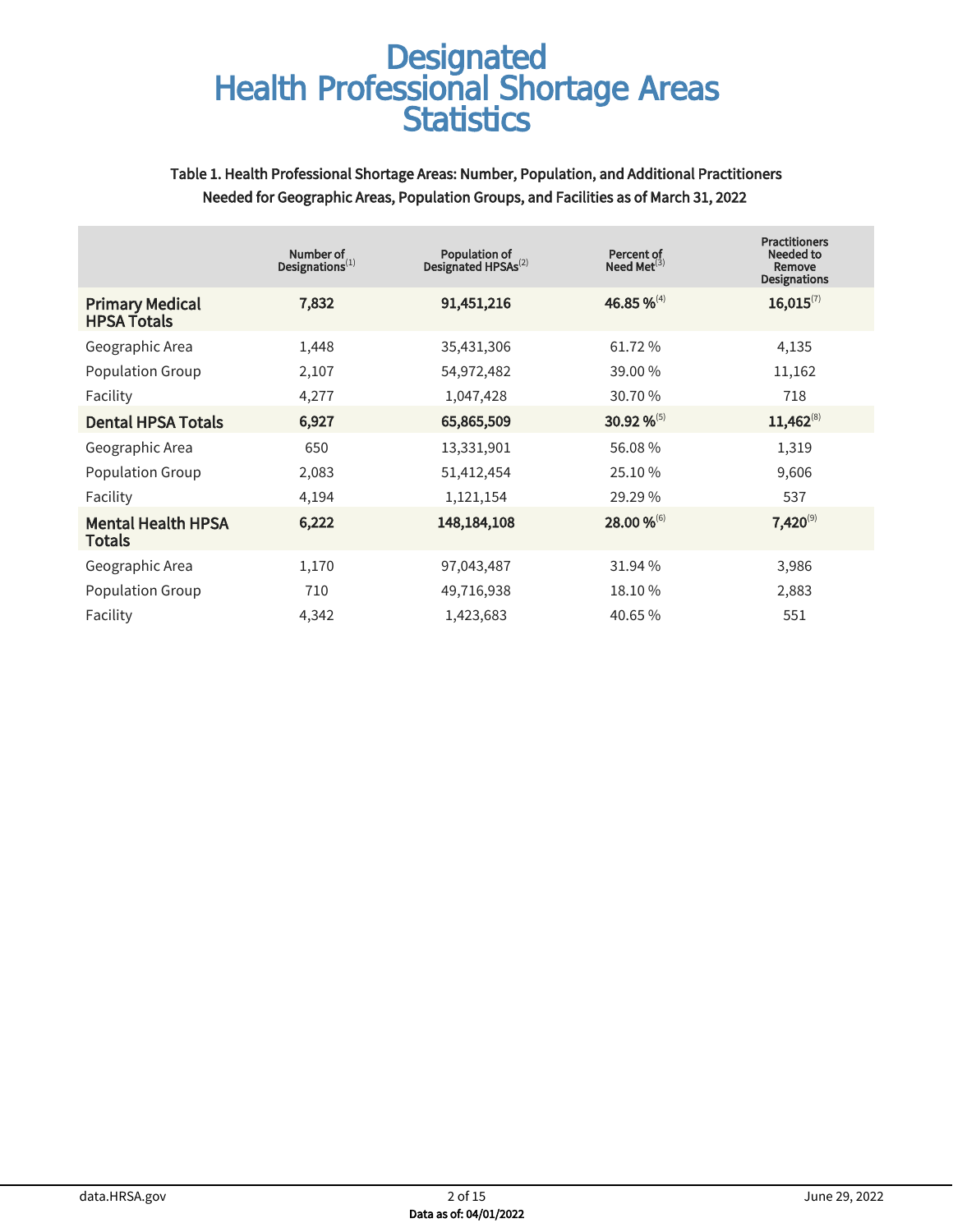# Designated Health Professional Shortage Areas Statistics

Table 1. Health Professional Shortage Areas: Number, Population, and Additional Practitioners Needed for Geographic Areas, Population Groups, and Facilities as of March 31, 2022

| | Number of Designations[1] | Population of Designated HPSAs[2] | Percent of Need Met[3] | Practitioners Needed to Remove Designations |
|---|---|---|---|---|
| **Primary Medical HPSA Totals** | **7,832** | **91,451,216** | **46.85 %**[4] | **16,015**[7] |
| Geographic Area | 1,448 | 35,431,306 | 61.72 % | 4,135 |
| Population Group | 2,107 | 54,972,482 | 39.00 % | 11,162 |
| Facility | 4,277 | 1,047,428 | 30.70 % | 718 |
| **Dental HPSA Totals** | **6,927** | **65,865,509** | **30.92 %**[5] | **11,462**[8] |
| Geographic Area | 650 | 13,331,901 | 56.08 % | 1,319 |
| Population Group | 2,083 | 51,412,454 | 25.10 % | 9,606 |
| Facility | 4,194 | 1,121,154 | 29.29 % | 537 |
| **Mental Health HPSA Totals** | **6,222** | **148,184,108** | **28.00 %**[6] | **7,420**[9] |
| Geographic Area | 1,170 | 97,043,487 | 31.94 % | 3,986 |
| Population Group | 710 | 49,716,938 | 18.10 % | 2,883 |
| Facility | 4,342 | 1,423,683 | 40.65 % | 551 |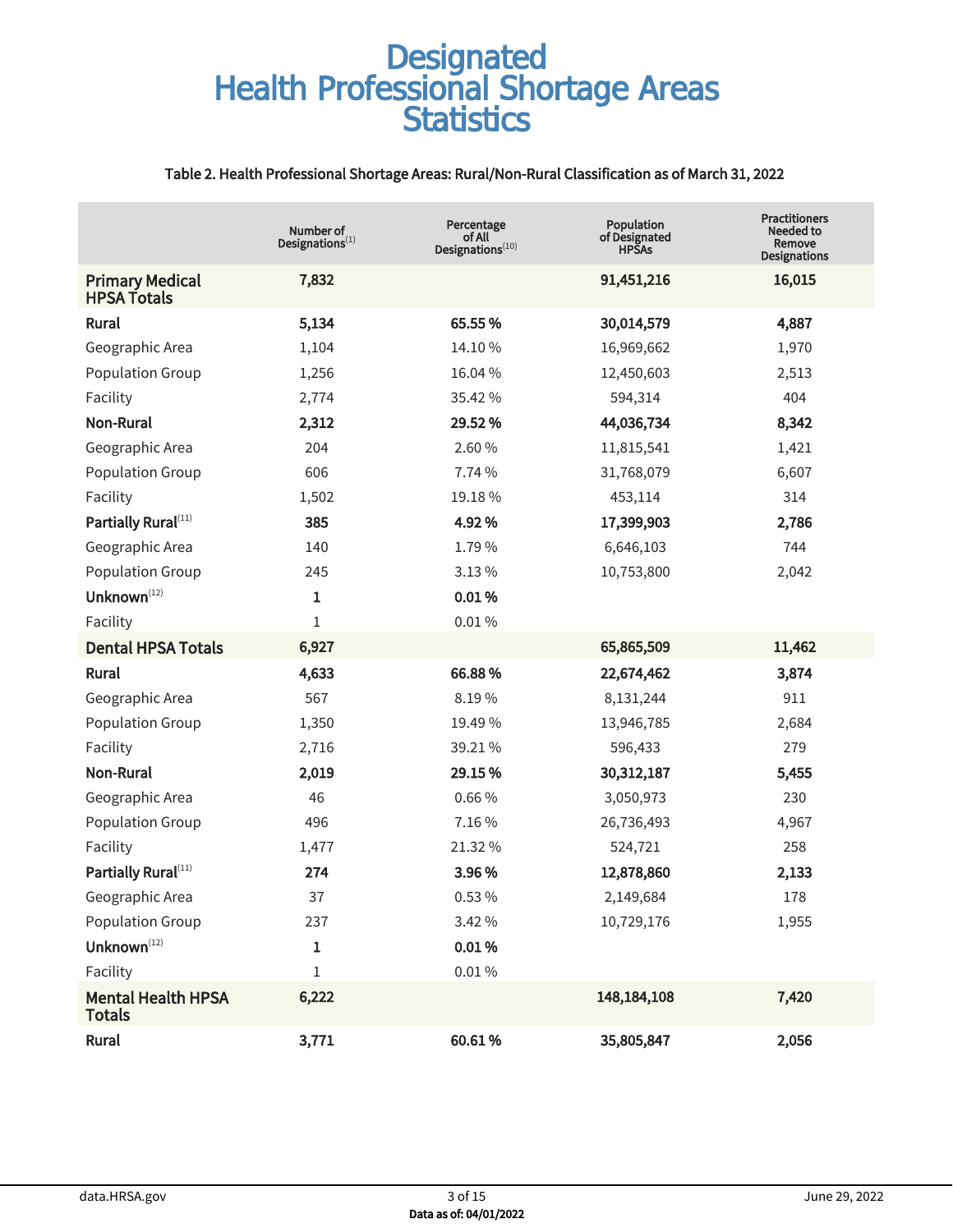# Designated Health Professional Shortage Areas Statistics

Table 2. Health Professional Shortage Areas: Rural/Non-Rural Classification as of March 31, 2022

| | Number of Designations[1] | Percentage of All Designations[10] | Population of Designated HPSAs | Practitioners Needed to Remove Designations |
|---|---|---|---|---|
| **Primary Medical HPSA Totals** | **7,832** | | **91,451,216** | **16,015** |
| **Rural** | **5,134** | **65.55 %** | **30,014,579** | **4,887** |
| Geographic Area | 1,104 | 14.10 % | 16,969,662 | 1,970 |
| Population Group | 1,256 | 16.04 % | 12,450,603 | 2,513 |
| Facility | 2,774 | 35.42 % | 594,314 | 404 |
| **Non-Rural** | **2,312** | **29.52 %** | **44,036,734** | **8,342** |
| Geographic Area | 204 | 2.60 % | 11,815,541 | 1,421 |
| Population Group | 606 | 7.74 % | 31,768,079 | 6,607 |
| Facility | 1,502 | 19.18 % | 453,114 | 314 |
| **Partially Rural[11]** | **385** | **4.92 %** | **17,399,903** | **2,786** |
| Geographic Area | 140 | 1.79 % | 6,646,103 | 744 |
| Population Group | 245 | 3.13 % | 10,753,800 | 2,042 |
| **Unknown[12]** | **1** | **0.01 %** | | |
| Facility | 1 | 0.01 % | | |
| **Dental HPSA Totals** | **6,927** | | **65,865,509** | **11,462** |
| **Rural** | **4,633** | **66.88 %** | **22,674,462** | **3,874** |
| Geographic Area | 567 | 8.19 % | 8,131,244 | 911 |
| Population Group | 1,350 | 19.49 % | 13,946,785 | 2,684 |
| Facility | 2,716 | 39.21 % | 596,433 | 279 |
| **Non-Rural** | **2,019** | **29.15 %** | **30,312,187** | **5,455** |
| Geographic Area | 46 | 0.66 % | 3,050,973 | 230 |
| Population Group | 496 | 7.16 % | 26,736,493 | 4,967 |
| Facility | 1,477 | 21.32 % | 524,721 | 258 |
| **Partially Rural[11]** | **274** | **3.96 %** | **12,878,860** | **2,133** |
| Geographic Area | 37 | 0.53 % | 2,149,684 | 178 |
| Population Group | 237 | 3.42 % | 10,729,176 | 1,955 |
| **Unknown[12]** | **1** | **0.01 %** | | |
| Facility | 1 | 0.01 % | | |
| **Mental Health HPSA Totals** | **6,222** | | **148,184,108** | **7,420** |
| **Rural** | **3,771** | **60.61 %** | **35,805,847** | **2,056** |

data.HRSA.gov

June 29, 2022

Data as of: 04/01/2022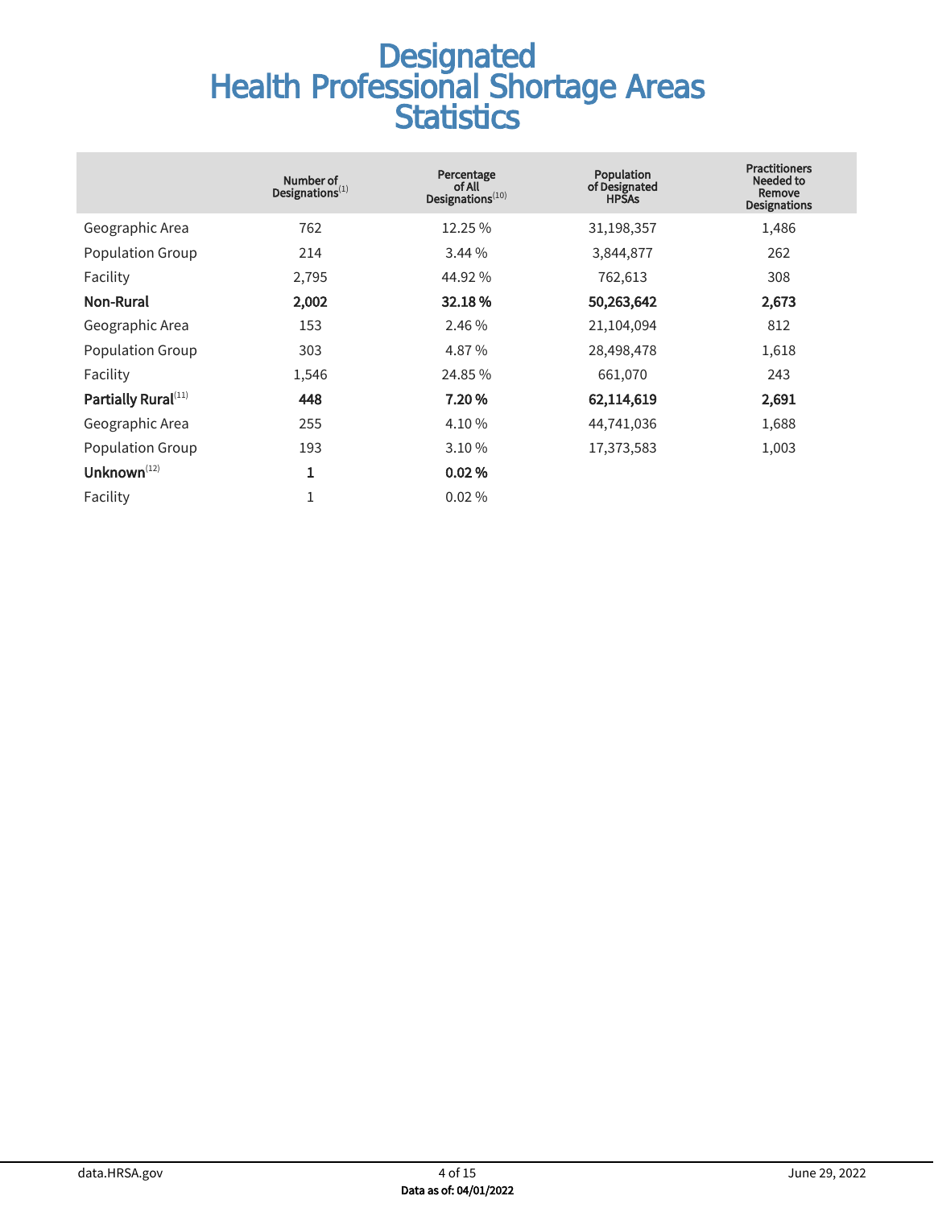# Designated Health Professional Shortage Areas Statistics

| | Number of Designations[1] | Percentage of All Designations[10] | Population of Designated HPSAs | Practitioners Needed to Remove Designations |
|---|---|---|---|---|
| Geographic Area | 762 | 12.25 % | 31,198,357 | 1,486 |
| Population Group | 214 | 3.44 % | 3,844,877 | 262 |
| Facility | 2,795 | 44.92 % | 762,613 | 308 |
| **Non-Rural** | **2,002** | **32.18 %** | **50,263,642** | **2,673** |
| Geographic Area | 153 | 2.46 % | 21,104,094 | 812 |
| Population Group | 303 | 4.87 % | 28,498,478 | 1,618 |
| Facility | 1,546 | 24.85 % | 661,070 | 243 |
| **Partially Rural**[11] | **448** | **7.20 %** | **62,114,619** | **2,691** |
| Geographic Area | 255 | 4.10 % | 44,741,036 | 1,688 |
| Population Group | 193 | 3.10 % | 17,373,583 | 1,003 |
| **Unknown**[12] | **1** | **0.02 %** | | |
| Facility | 1 | 0.02 % | | |

**Data as of: 04/01/2022**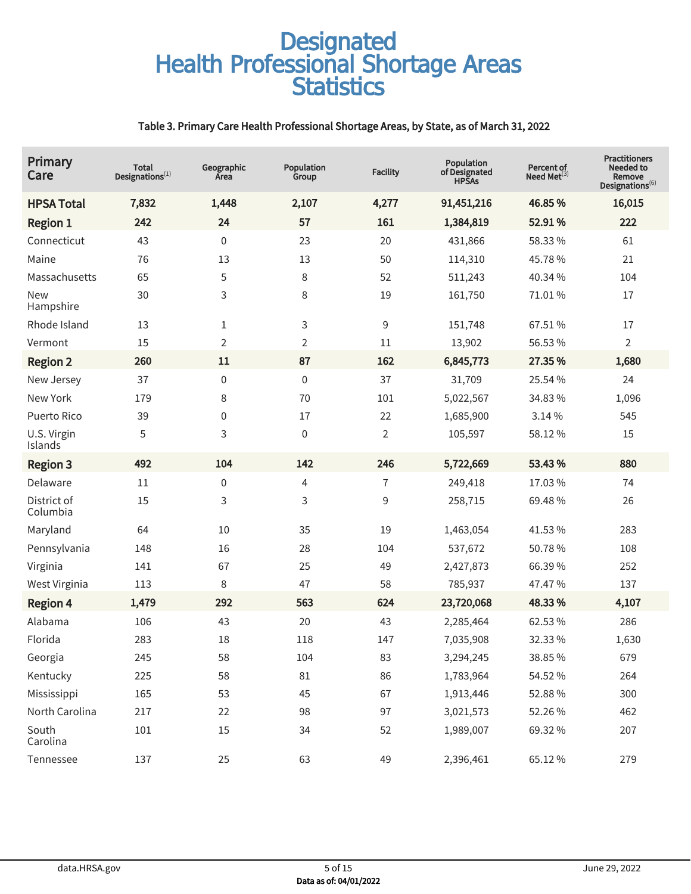# Designated Health Professional Shortage Areas Statistics

### Table 3. Primary Care Health Professional Shortage Areas, by State, as of March 31, 2022

| Primary Care | Total Designations[1] | Geographic Area | Population Group | Facility | Population of Designated HPSAs | Percent of Need Met[3] | Practitioners Needed to Remove Designations[6] |
|---|---|---|---|---|---|---|---|
| **HPSA Total** | **7,832** | **1,448** | **2,107** | **4,277** | **91,451,216** | **46.85 %** | **16,015** |
| **Region 1** | **242** | **24** | **57** | **161** | **1,384,819** | **52.91 %** | **222** |
| Connecticut | 43 | 0 | 23 | 20 | 431,866 | 58.33 % | 61 |
| Maine | 76 | 13 | 13 | 50 | 114,310 | 45.78 % | 21 |
| Massachusetts | 65 | 5 | 8 | 52 | 511,243 | 40.34 % | 104 |
| New Hampshire | 30 | 3 | 8 | 19 | 161,750 | 71.01 % | 17 |
| Rhode Island | 13 | 1 | 3 | 9 | 151,748 | 67.51 % | 17 |
| Vermont | 15 | 2 | 2 | 11 | 13,902 | 56.53 % | 2 |
| **Region 2** | **260** | **11** | **87** | **162** | **6,845,773** | **27.35 %** | **1,680** |
| New Jersey | 37 | 0 | 0 | 37 | 31,709 | 25.54 % | 24 |
| New York | 179 | 8 | 70 | 101 | 5,022,567 | 34.83 % | 1,096 |
| Puerto Rico | 39 | 0 | 17 | 22 | 1,685,900 | 3.14 % | 545 |
| U.S. Virgin Islands | 5 | 3 | 0 | 2 | 105,597 | 58.12 % | 15 |
| **Region 3** | **492** | **104** | **142** | **246** | **5,722,669** | **53.43 %** | **880** |
| Delaware | 11 | 0 | 4 | 7 | 249,418 | 17.03 % | 74 |
| District of Columbia | 15 | 3 | 3 | 9 | 258,715 | 69.48 % | 26 |
| Maryland | 64 | 10 | 35 | 19 | 1,463,054 | 41.53 % | 283 |
| Pennsylvania | 148 | 16 | 28 | 104 | 537,672 | 50.78 % | 108 |
| Virginia | 141 | 67 | 25 | 49 | 2,427,873 | 66.39 % | 252 |
| West Virginia | 113 | 8 | 47 | 58 | 785,937 | 47.47 % | 137 |
| **Region 4** | **1,479** | **292** | **563** | **624** | **23,720,068** | **48.33 %** | **4,107** |
| Alabama | 106 | 43 | 20 | 43 | 2,285,464 | 62.53 % | 286 |
| Florida | 283 | 18 | 118 | 147 | 7,035,908 | 32.33 % | 1,630 |
| Georgia | 245 | 58 | 104 | 83 | 3,294,245 | 38.85 % | 679 |
| Kentucky | 225 | 58 | 81 | 86 | 1,783,964 | 54.52 % | 264 |
| Mississippi | 165 | 53 | 45 | 67 | 1,913,446 | 52.88 % | 300 |
| North Carolina | 217 | 22 | 98 | 97 | 3,021,573 | 52.26 % | 462 |
| South Carolina | 101 | 15 | 34 | 52 | 1,989,007 | 69.32 % | 207 |
| Tennessee | 137 | 25 | 63 | 49 | 2,396,461 | 65.12 % | 279 |

data.HRSA.gov — June 29, 2022

**Data as of: 04/01/2022**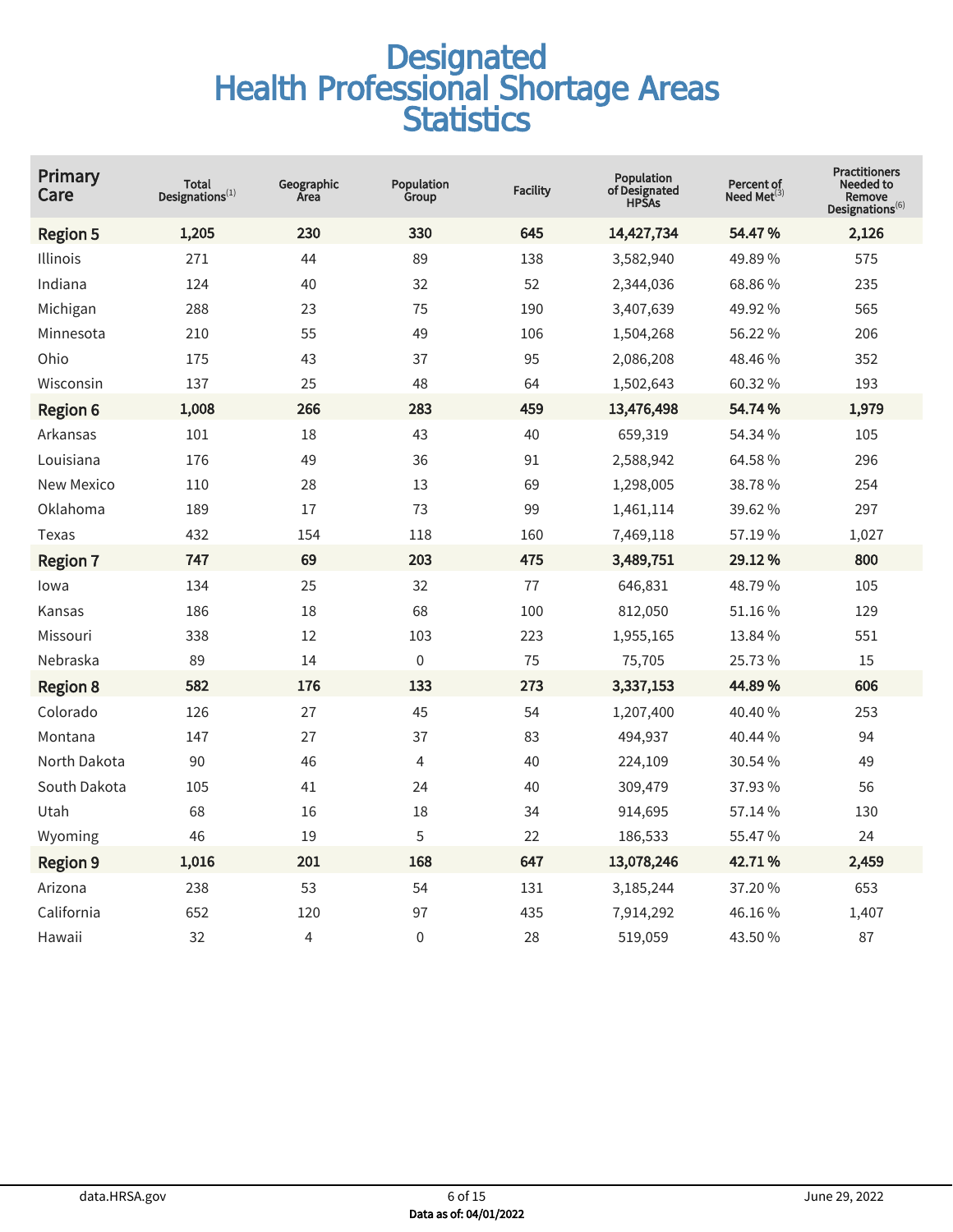# Designated Health Professional Shortage Areas Statistics

| Primary Care | Total Designations[1] | Geographic Area | Population Group | Facility | Population of Designated HPSAs | Percent of Need Met[3] | Practitioners Needed to Remove Designations[6] |
|---|---|---|---|---|---|---|---|
| **Region 5** | **1,205** | **230** | **330** | **645** | **14,427,734** | **54.47 %** | **2,126** |
| Illinois | 271 | 44 | 89 | 138 | 3,582,940 | 49.89 % | 575 |
| Indiana | 124 | 40 | 32 | 52 | 2,344,036 | 68.86 % | 235 |
| Michigan | 288 | 23 | 75 | 190 | 3,407,639 | 49.92 % | 565 |
| Minnesota | 210 | 55 | 49 | 106 | 1,504,268 | 56.22 % | 206 |
| Ohio | 175 | 43 | 37 | 95 | 2,086,208 | 48.46 % | 352 |
| Wisconsin | 137 | 25 | 48 | 64 | 1,502,643 | 60.32 % | 193 |
| **Region 6** | **1,008** | **266** | **283** | **459** | **13,476,498** | **54.74 %** | **1,979** |
| Arkansas | 101 | 18 | 43 | 40 | 659,319 | 54.34 % | 105 |
| Louisiana | 176 | 49 | 36 | 91 | 2,588,942 | 64.58 % | 296 |
| New Mexico | 110 | 28 | 13 | 69 | 1,298,005 | 38.78 % | 254 |
| Oklahoma | 189 | 17 | 73 | 99 | 1,461,114 | 39.62 % | 297 |
| Texas | 432 | 154 | 118 | 160 | 7,469,118 | 57.19 % | 1,027 |
| **Region 7** | **747** | **69** | **203** | **475** | **3,489,751** | **29.12 %** | **800** |
| Iowa | 134 | 25 | 32 | 77 | 646,831 | 48.79 % | 105 |
| Kansas | 186 | 18 | 68 | 100 | 812,050 | 51.16 % | 129 |
| Missouri | 338 | 12 | 103 | 223 | 1,955,165 | 13.84 % | 551 |
| Nebraska | 89 | 14 | 0 | 75 | 75,705 | 25.73 % | 15 |
| **Region 8** | **582** | **176** | **133** | **273** | **3,337,153** | **44.89 %** | **606** |
| Colorado | 126 | 27 | 45 | 54 | 1,207,400 | 40.40 % | 253 |
| Montana | 147 | 27 | 37 | 83 | 494,937 | 40.44 % | 94 |
| North Dakota | 90 | 46 | 4 | 40 | 224,109 | 30.54 % | 49 |
| South Dakota | 105 | 41 | 24 | 40 | 309,479 | 37.93 % | 56 |
| Utah | 68 | 16 | 18 | 34 | 914,695 | 57.14 % | 130 |
| Wyoming | 46 | 19 | 5 | 22 | 186,533 | 55.47 % | 24 |
| **Region 9** | **1,016** | **201** | **168** | **647** | **13,078,246** | **42.71 %** | **2,459** |
| Arizona | 238 | 53 | 54 | 131 | 3,185,244 | 37.20 % | 653 |
| California | 652 | 120 | 97 | 435 | 7,914,292 | 46.16 % | 1,407 |
| Hawaii | 32 | 4 | 0 | 28 | 519,059 | 43.50 % | 87 |

Data as of: 04/01/2022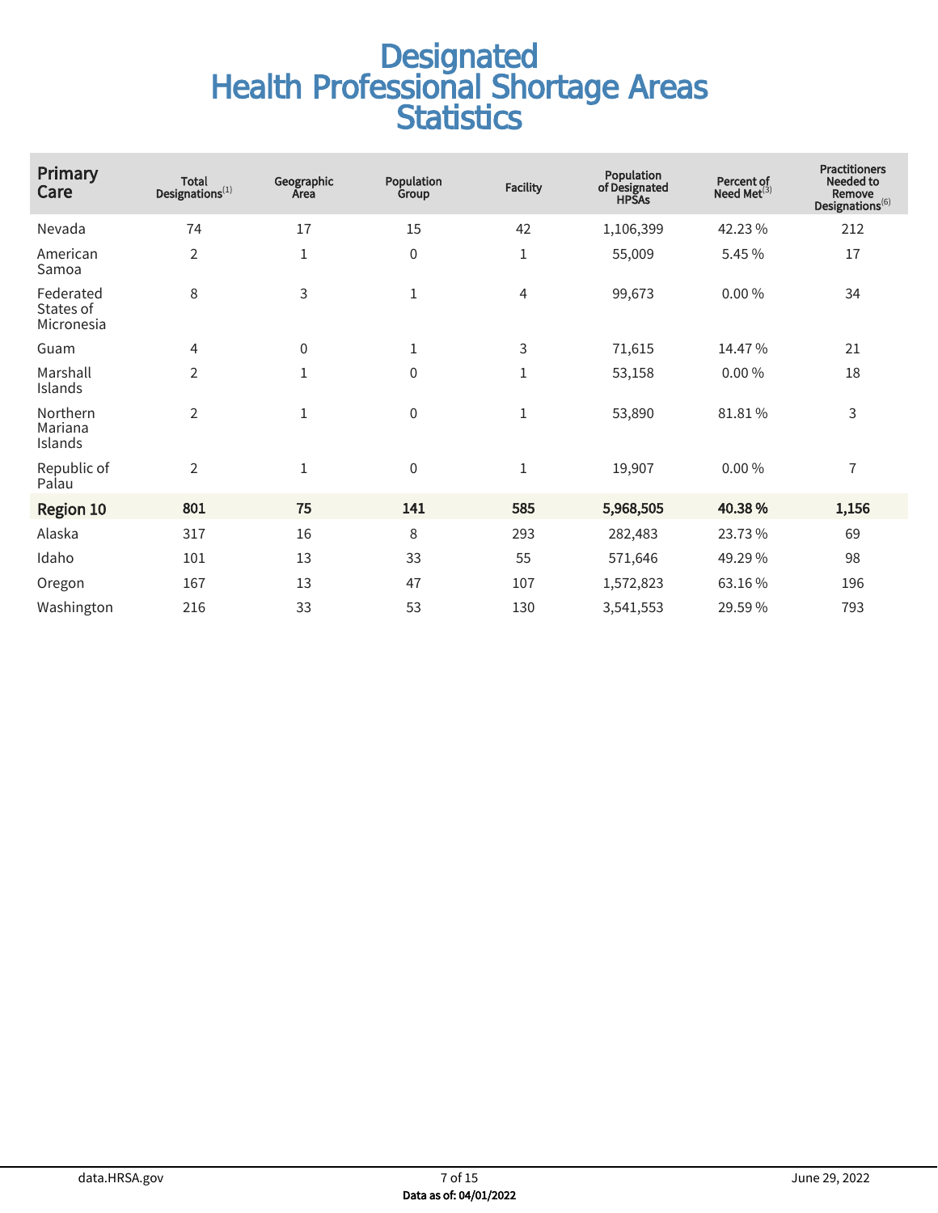# Designated Health Professional Shortage Areas Statistics

| Primary Care | Total Designations[1] | Geographic Area | Population Group | Facility | Population of Designated HPSAs | Percent of Need Met[3] | Practitioners Needed to Remove Designations[6] |
|---|---|---|---|---|---|---|---|
| Nevada | 74 | 17 | 15 | 42 | 1,106,399 | 42.23 % | 212 |
| American Samoa | 2 | 1 | 0 | 1 | 55,009 | 5.45 % | 17 |
| Federated States of Micronesia | 8 | 3 | 1 | 4 | 99,673 | 0.00 % | 34 |
| Guam | 4 | 0 | 1 | 3 | 71,615 | 14.47 % | 21 |
| Marshall Islands | 2 | 1 | 0 | 1 | 53,158 | 0.00 % | 18 |
| Northern Mariana Islands | 2 | 1 | 0 | 1 | 53,890 | 81.81 % | 3 |
| Republic of Palau | 2 | 1 | 0 | 1 | 19,907 | 0.00 % | 7 |
| **Region 10** | **801** | **75** | **141** | **585** | **5,968,505** | **40.38 %** | **1,156** |
| Alaska | 317 | 16 | 8 | 293 | 282,483 | 23.73 % | 69 |
| Idaho | 101 | 13 | 33 | 55 | 571,646 | 49.29 % | 98 |
| Oregon | 167 | 13 | 47 | 107 | 1,572,823 | 63.16 % | 196 |
| Washington | 216 | 33 | 53 | 130 | 3,541,553 | 29.59 % | 793 |

data.HRSA.gov | June 29, 2022

**Data as of: 04/01/2022**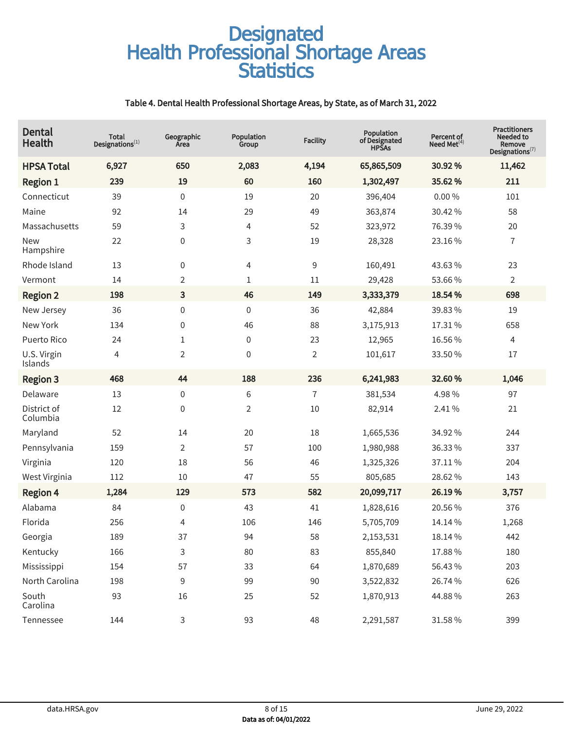# Designated Health Professional Shortage Areas Statistics

Table 4. Dental Health Professional Shortage Areas, by State, as of March 31, 2022

| Dental Health | Total Designations[1] | Geographic Area | Population Group | Facility | Population of Designated HPSAs | Percent of Need Met[4] | Practitioners Needed to Remove Designations[7] |
|---|---|---|---|---|---|---|---|
| **HPSA Total** | **6,927** | **650** | **2,083** | **4,194** | **65,865,509** | **30.92 %** | **11,462** |
| **Region 1** | **239** | **19** | **60** | **160** | **1,302,497** | **35.62 %** | **211** |
| Connecticut | 39 | 0 | 19 | 20 | 396,404 | 0.00 % | 101 |
| Maine | 92 | 14 | 29 | 49 | 363,874 | 30.42 % | 58 |
| Massachusetts | 59 | 3 | 4 | 52 | 323,972 | 76.39 % | 20 |
| New Hampshire | 22 | 0 | 3 | 19 | 28,328 | 23.16 % | 7 |
| Rhode Island | 13 | 0 | 4 | 9 | 160,491 | 43.63 % | 23 |
| Vermont | 14 | 2 | 1 | 11 | 29,428 | 53.66 % | 2 |
| **Region 2** | **198** | **3** | **46** | **149** | **3,333,379** | **18.54 %** | **698** |
| New Jersey | 36 | 0 | 0 | 36 | 42,884 | 39.83 % | 19 |
| New York | 134 | 0 | 46 | 88 | 3,175,913 | 17.31 % | 658 |
| Puerto Rico | 24 | 1 | 0 | 23 | 12,965 | 16.56 % | 4 |
| U.S. Virgin Islands | 4 | 2 | 0 | 2 | 101,617 | 33.50 % | 17 |
| **Region 3** | **468** | **44** | **188** | **236** | **6,241,983** | **32.60 %** | **1,046** |
| Delaware | 13 | 0 | 6 | 7 | 381,534 | 4.98 % | 97 |
| District of Columbia | 12 | 0 | 2 | 10 | 82,914 | 2.41 % | 21 |
| Maryland | 52 | 14 | 20 | 18 | 1,665,536 | 34.92 % | 244 |
| Pennsylvania | 159 | 2 | 57 | 100 | 1,980,988 | 36.33 % | 337 |
| Virginia | 120 | 18 | 56 | 46 | 1,325,326 | 37.11 % | 204 |
| West Virginia | 112 | 10 | 47 | 55 | 805,685 | 28.62 % | 143 |
| **Region 4** | **1,284** | **129** | **573** | **582** | **20,099,717** | **26.19 %** | **3,757** |
| Alabama | 84 | 0 | 43 | 41 | 1,828,616 | 20.56 % | 376 |
| Florida | 256 | 4 | 106 | 146 | 5,705,709 | 14.14 % | 1,268 |
| Georgia | 189 | 37 | 94 | 58 | 2,153,531 | 18.14 % | 442 |
| Kentucky | 166 | 3 | 80 | 83 | 855,840 | 17.88 % | 180 |
| Mississippi | 154 | 57 | 33 | 64 | 1,870,689 | 56.43 % | 203 |
| North Carolina | 198 | 9 | 99 | 90 | 3,522,832 | 26.74 % | 626 |
| South Carolina | 93 | 16 | 25 | 52 | 1,870,913 | 44.88 % | 263 |
| Tennessee | 144 | 3 | 93 | 48 | 2,291,587 | 31.58 % | 399 |

Data as of: 04/01/2022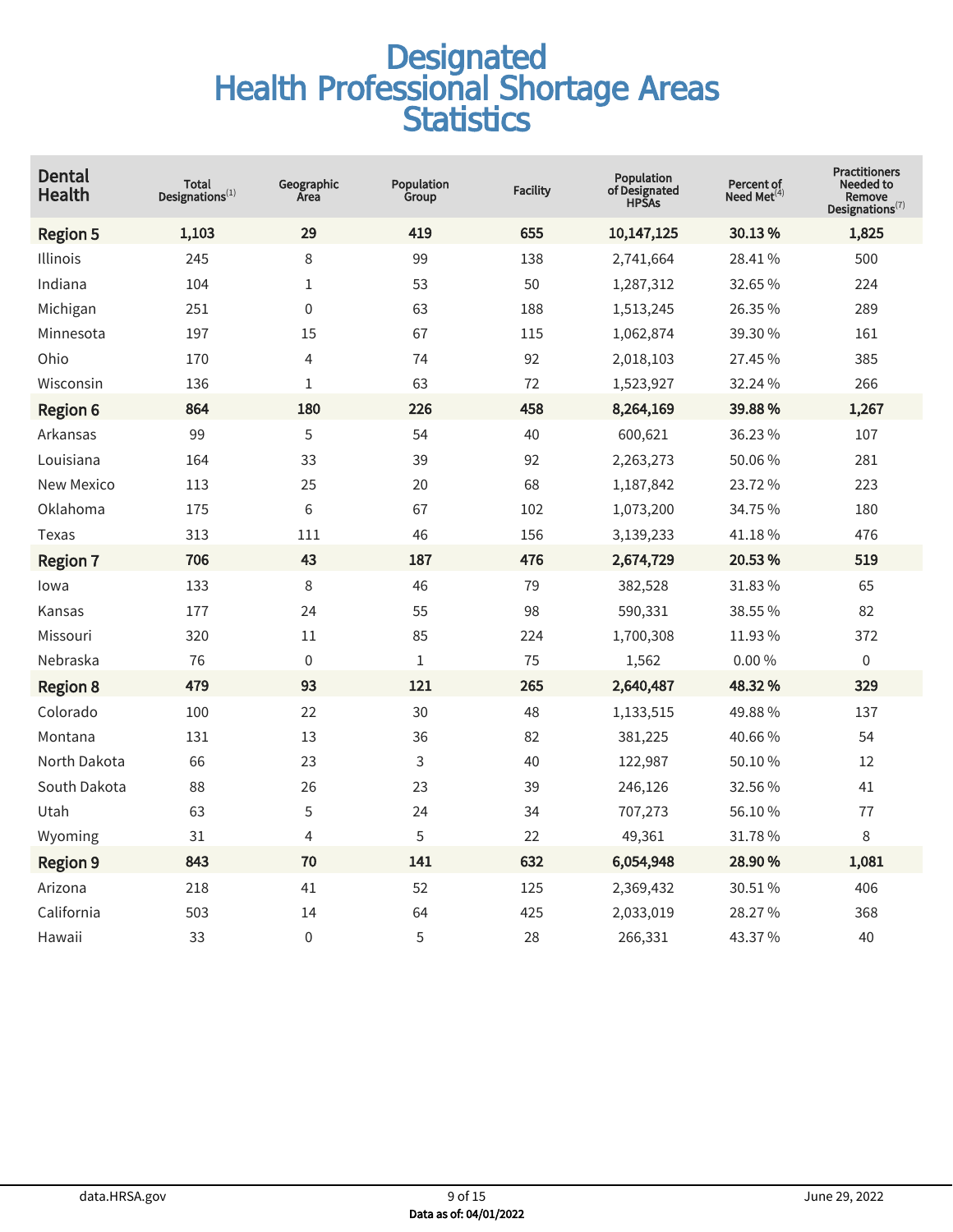# Designated Health Professional Shortage Areas Statistics

| Dental Health | Total Designations[1] | Geographic Area | Population Group | Facility | Population of Designated HPSAs | Percent of Need Met[4] | Practitioners Needed to Remove Designations[7] |
|---|---|---|---|---|---|---|---|
| **Region 5** | **1,103** | **29** | **419** | **655** | **10,147,125** | **30.13 %** | **1,825** |
| Illinois | 245 | 8 | 99 | 138 | 2,741,664 | 28.41 % | 500 |
| Indiana | 104 | 1 | 53 | 50 | 1,287,312 | 32.65 % | 224 |
| Michigan | 251 | 0 | 63 | 188 | 1,513,245 | 26.35 % | 289 |
| Minnesota | 197 | 15 | 67 | 115 | 1,062,874 | 39.30 % | 161 |
| Ohio | 170 | 4 | 74 | 92 | 2,018,103 | 27.45 % | 385 |
| Wisconsin | 136 | 1 | 63 | 72 | 1,523,927 | 32.24 % | 266 |
| **Region 6** | **864** | **180** | **226** | **458** | **8,264,169** | **39.88 %** | **1,267** |
| Arkansas | 99 | 5 | 54 | 40 | 600,621 | 36.23 % | 107 |
| Louisiana | 164 | 33 | 39 | 92 | 2,263,273 | 50.06 % | 281 |
| New Mexico | 113 | 25 | 20 | 68 | 1,187,842 | 23.72 % | 223 |
| Oklahoma | 175 | 6 | 67 | 102 | 1,073,200 | 34.75 % | 180 |
| Texas | 313 | 111 | 46 | 156 | 3,139,233 | 41.18 % | 476 |
| **Region 7** | **706** | **43** | **187** | **476** | **2,674,729** | **20.53 %** | **519** |
| Iowa | 133 | 8 | 46 | 79 | 382,528 | 31.83 % | 65 |
| Kansas | 177 | 24 | 55 | 98 | 590,331 | 38.55 % | 82 |
| Missouri | 320 | 11 | 85 | 224 | 1,700,308 | 11.93 % | 372 |
| Nebraska | 76 | 0 | 1 | 75 | 1,562 | 0.00 % | 0 |
| **Region 8** | **479** | **93** | **121** | **265** | **2,640,487** | **48.32 %** | **329** |
| Colorado | 100 | 22 | 30 | 48 | 1,133,515 | 49.88 % | 137 |
| Montana | 131 | 13 | 36 | 82 | 381,225 | 40.66 % | 54 |
| North Dakota | 66 | 23 | 3 | 40 | 122,987 | 50.10 % | 12 |
| South Dakota | 88 | 26 | 23 | 39 | 246,126 | 32.56 % | 41 |
| Utah | 63 | 5 | 24 | 34 | 707,273 | 56.10 % | 77 |
| Wyoming | 31 | 4 | 5 | 22 | 49,361 | 31.78 % | 8 |
| **Region 9** | **843** | **70** | **141** | **632** | **6,054,948** | **28.90 %** | **1,081** |
| Arizona | 218 | 41 | 52 | 125 | 2,369,432 | 30.51 % | 406 |
| California | 503 | 14 | 64 | 425 | 2,033,019 | 28.27 % | 368 |
| Hawaii | 33 | 0 | 5 | 28 | 266,331 | 43.37 % | 40 |

data.HRSA.gov

Data as of: 04/01/2022

June 29, 2022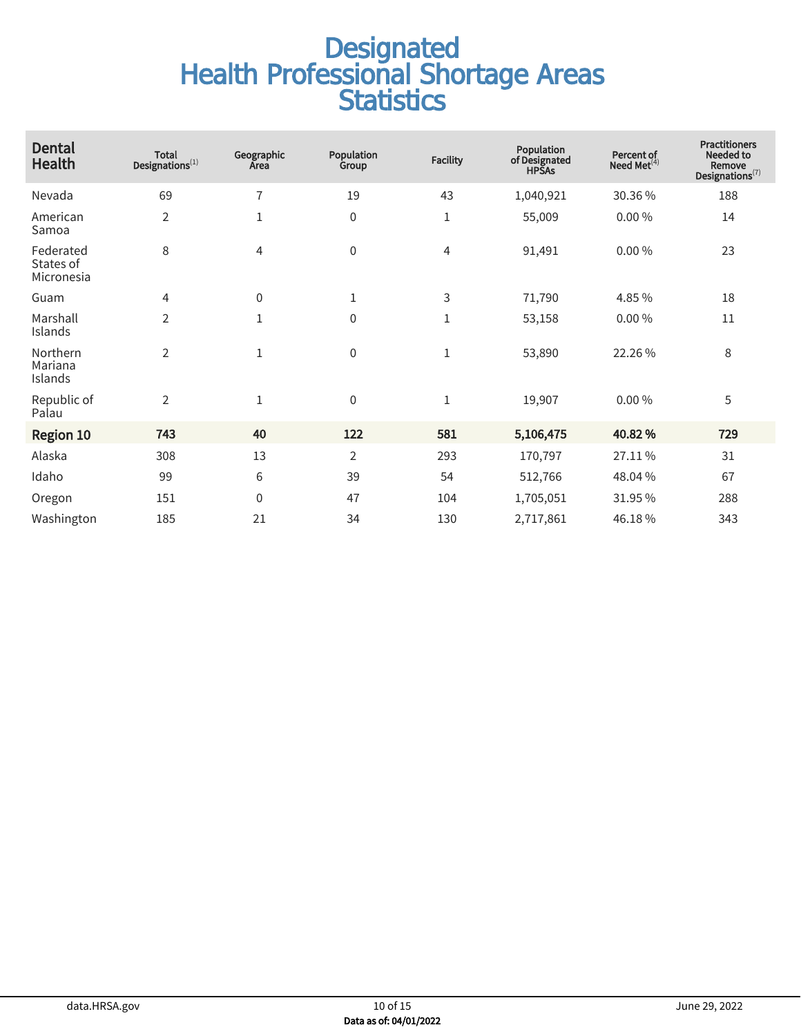# Designated Health Professional Shortage Areas Statistics

| Dental Health | Total Designations[1] | Geographic Area | Population Group | Facility | Population of Designated HPSAs | Percent of Need Met[4] | Practitioners Needed to Remove Designations[7] |
|---|---|---|---|---|---|---|---|
| Nevada | 69 | 7 | 19 | 43 | 1,040,921 | 30.36 % | 188 |
| American Samoa | 2 | 1 | 0 | 1 | 55,009 | 0.00 % | 14 |
| Federated States of Micronesia | 8 | 4 | 0 | 4 | 91,491 | 0.00 % | 23 |
| Guam | 4 | 0 | 1 | 3 | 71,790 | 4.85 % | 18 |
| Marshall Islands | 2 | 1 | 0 | 1 | 53,158 | 0.00 % | 11 |
| Northern Mariana Islands | 2 | 1 | 0 | 1 | 53,890 | 22.26 % | 8 |
| Republic of Palau | 2 | 1 | 0 | 1 | 19,907 | 0.00 % | 5 |
| **Region 10** | **743** | **40** | **122** | **581** | **5,106,475** | **40.82 %** | **729** |
| Alaska | 308 | 13 | 2 | 293 | 170,797 | 27.11 % | 31 |
| Idaho | 99 | 6 | 39 | 54 | 512,766 | 48.04 % | 67 |
| Oregon | 151 | 0 | 47 | 104 | 1,705,051 | 31.95 % | 288 |
| Washington | 185 | 21 | 34 | 130 | 2,717,861 | 46.18 % | 343 |

Data as of: 04/01/2022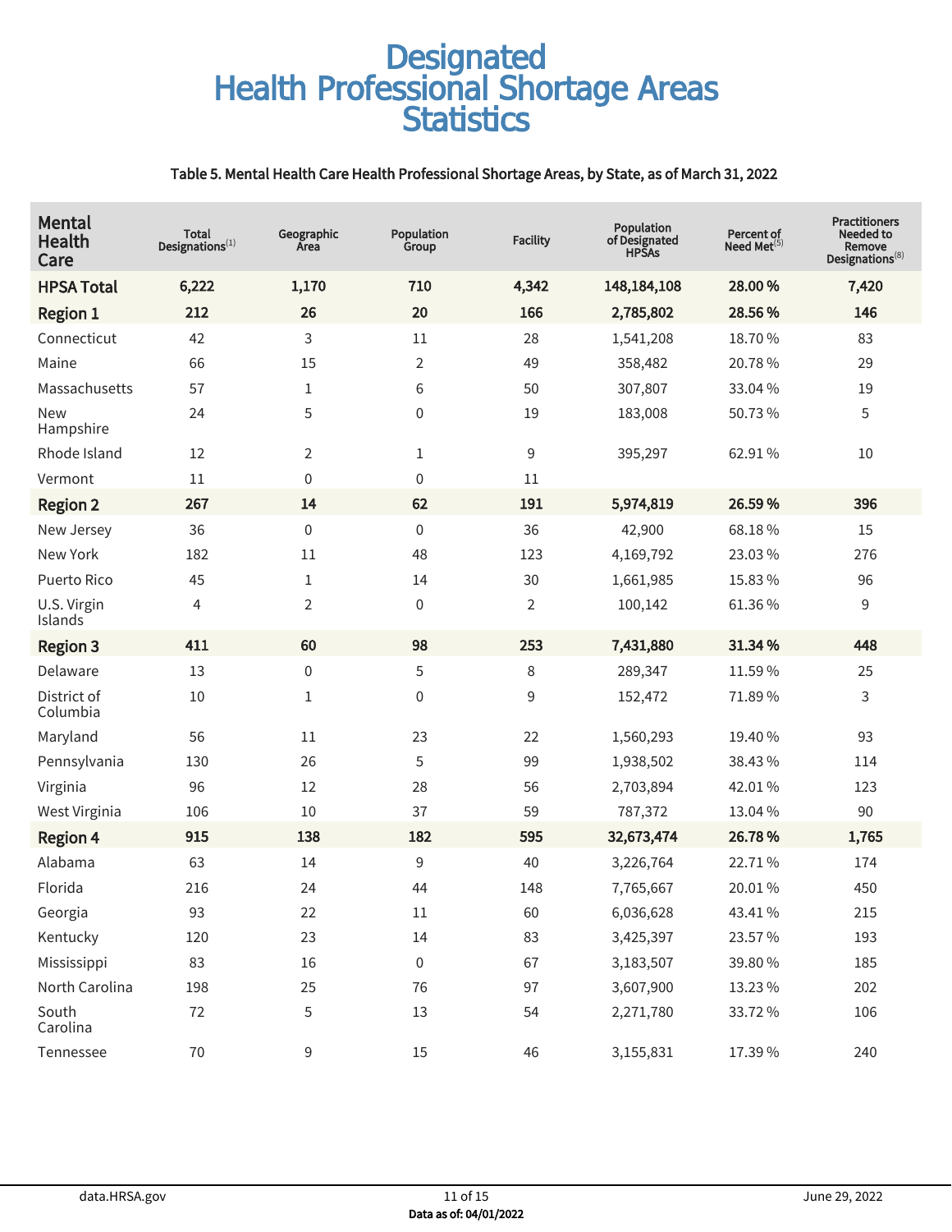# Designated Health Professional Shortage Areas Statistics

**Table 5. Mental Health Care Health Professional Shortage Areas, by State, as of March 31, 2022**

| Mental Health Care | Total Designations[1] | Geographic Area | Population Group | Facility | Population of Designated HPSAs | Percent of Need Met[5] | Practitioners Needed to Remove Designations[8] |
|---|---|---|---|---|---|---|---|
| **HPSA Total** | **6,222** | **1,170** | **710** | **4,342** | **148,184,108** | **28.00 %** | **7,420** |
| **Region 1** | **212** | **26** | **20** | **166** | **2,785,802** | **28.56 %** | **146** |
| Connecticut | 42 | 3 | 11 | 28 | 1,541,208 | 18.70 % | 83 |
| Maine | 66 | 15 | 2 | 49 | 358,482 | 20.78 % | 29 |
| Massachusetts | 57 | 1 | 6 | 50 | 307,807 | 33.04 % | 19 |
| New Hampshire | 24 | 5 | 0 | 19 | 183,008 | 50.73 % | 5 |
| Rhode Island | 12 | 2 | 1 | 9 | 395,297 | 62.91 % | 10 |
| Vermont | 11 | 0 | 0 | 11 | | | |
| **Region 2** | **267** | **14** | **62** | **191** | **5,974,819** | **26.59 %** | **396** |
| New Jersey | 36 | 0 | 0 | 36 | 42,900 | 68.18 % | 15 |
| New York | 182 | 11 | 48 | 123 | 4,169,792 | 23.03 % | 276 |
| Puerto Rico | 45 | 1 | 14 | 30 | 1,661,985 | 15.83 % | 96 |
| U.S. Virgin Islands | 4 | 2 | 0 | 2 | 100,142 | 61.36 % | 9 |
| **Region 3** | **411** | **60** | **98** | **253** | **7,431,880** | **31.34 %** | **448** |
| Delaware | 13 | 0 | 5 | 8 | 289,347 | 11.59 % | 25 |
| District of Columbia | 10 | 1 | 0 | 9 | 152,472 | 71.89 % | 3 |
| Maryland | 56 | 11 | 23 | 22 | 1,560,293 | 19.40 % | 93 |
| Pennsylvania | 130 | 26 | 5 | 99 | 1,938,502 | 38.43 % | 114 |
| Virginia | 96 | 12 | 28 | 56 | 2,703,894 | 42.01 % | 123 |
| West Virginia | 106 | 10 | 37 | 59 | 787,372 | 13.04 % | 90 |
| **Region 4** | **915** | **138** | **182** | **595** | **32,673,474** | **26.78 %** | **1,765** |
| Alabama | 63 | 14 | 9 | 40 | 3,226,764 | 22.71 % | 174 |
| Florida | 216 | 24 | 44 | 148 | 7,765,667 | 20.01 % | 450 |
| Georgia | 93 | 22 | 11 | 60 | 6,036,628 | 43.41 % | 215 |
| Kentucky | 120 | 23 | 14 | 83 | 3,425,397 | 23.57 % | 193 |
| Mississippi | 83 | 16 | 0 | 67 | 3,183,507 | 39.80 % | 185 |
| North Carolina | 198 | 25 | 76 | 97 | 3,607,900 | 13.23 % | 202 |
| South Carolina | 72 | 5 | 13 | 54 | 2,271,780 | 33.72 % | 106 |
| Tennessee | 70 | 9 | 15 | 46 | 3,155,831 | 17.39 % | 240 |

data.HRSA.gov — June 29, 2022

**Data as of: 04/01/2022**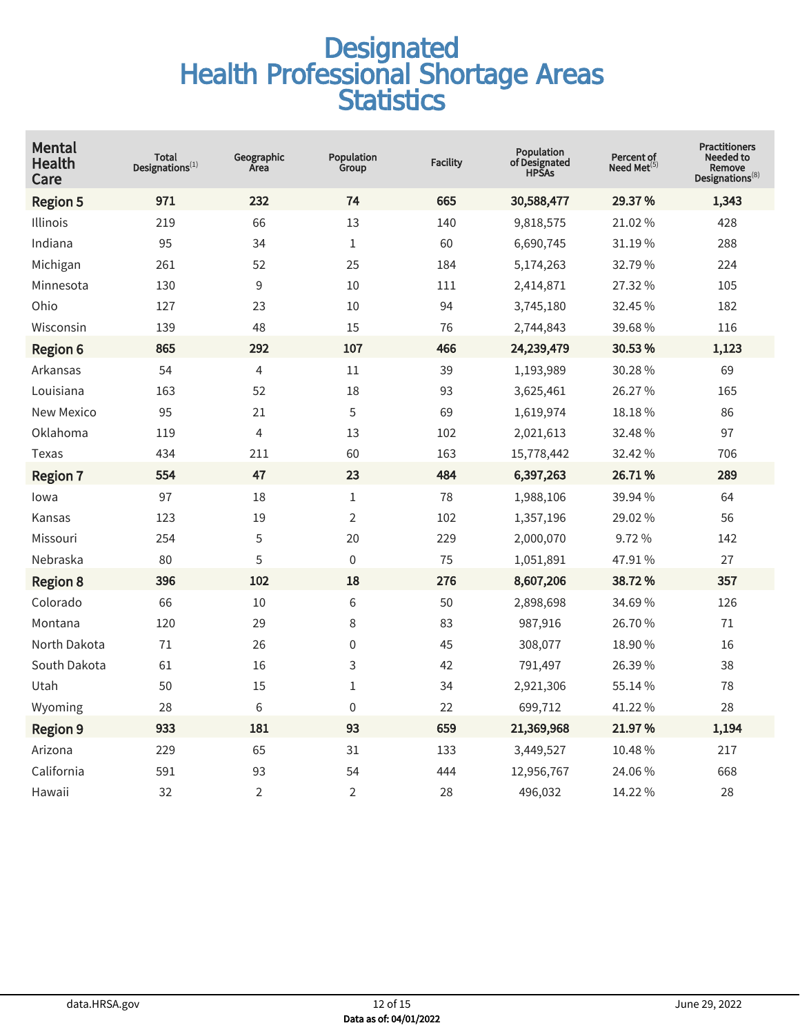# Designated Health Professional Shortage Areas Statistics

| Mental Health Care | Total Designations[1] | Geographic Area | Population Group | Facility | Population of Designated HPSAs | Percent of Need Met[5] | Practitioners Needed to Remove Designations[8] |
|---|---|---|---|---|---|---|---|
| **Region 5** | **971** | **232** | **74** | **665** | **30,588,477** | **29.37 %** | **1,343** |
| Illinois | 219 | 66 | 13 | 140 | 9,818,575 | 21.02 % | 428 |
| Indiana | 95 | 34 | 1 | 60 | 6,690,745 | 31.19 % | 288 |
| Michigan | 261 | 52 | 25 | 184 | 5,174,263 | 32.79 % | 224 |
| Minnesota | 130 | 9 | 10 | 111 | 2,414,871 | 27.32 % | 105 |
| Ohio | 127 | 23 | 10 | 94 | 3,745,180 | 32.45 % | 182 |
| Wisconsin | 139 | 48 | 15 | 76 | 2,744,843 | 39.68 % | 116 |
| **Region 6** | **865** | **292** | **107** | **466** | **24,239,479** | **30.53 %** | **1,123** |
| Arkansas | 54 | 4 | 11 | 39 | 1,193,989 | 30.28 % | 69 |
| Louisiana | 163 | 52 | 18 | 93 | 3,625,461 | 26.27 % | 165 |
| New Mexico | 95 | 21 | 5 | 69 | 1,619,974 | 18.18 % | 86 |
| Oklahoma | 119 | 4 | 13 | 102 | 2,021,613 | 32.48 % | 97 |
| Texas | 434 | 211 | 60 | 163 | 15,778,442 | 32.42 % | 706 |
| **Region 7** | **554** | **47** | **23** | **484** | **6,397,263** | **26.71 %** | **289** |
| Iowa | 97 | 18 | 1 | 78 | 1,988,106 | 39.94 % | 64 |
| Kansas | 123 | 19 | 2 | 102 | 1,357,196 | 29.02 % | 56 |
| Missouri | 254 | 5 | 20 | 229 | 2,000,070 | 9.72 % | 142 |
| Nebraska | 80 | 5 | 0 | 75 | 1,051,891 | 47.91 % | 27 |
| **Region 8** | **396** | **102** | **18** | **276** | **8,607,206** | **38.72 %** | **357** |
| Colorado | 66 | 10 | 6 | 50 | 2,898,698 | 34.69 % | 126 |
| Montana | 120 | 29 | 8 | 83 | 987,916 | 26.70 % | 71 |
| North Dakota | 71 | 26 | 0 | 45 | 308,077 | 18.90 % | 16 |
| South Dakota | 61 | 16 | 3 | 42 | 791,497 | 26.39 % | 38 |
| Utah | 50 | 15 | 1 | 34 | 2,921,306 | 55.14 % | 78 |
| Wyoming | 28 | 6 | 0 | 22 | 699,712 | 41.22 % | 28 |
| **Region 9** | **933** | **181** | **93** | **659** | **21,369,968** | **21.97 %** | **1,194** |
| Arizona | 229 | 65 | 31 | 133 | 3,449,527 | 10.48 % | 217 |
| California | 591 | 93 | 54 | 444 | 12,956,767 | 24.06 % | 668 |
| Hawaii | 32 | 2 | 2 | 28 | 496,032 | 14.22 % | 28 |

**Data as of: 04/01/2022**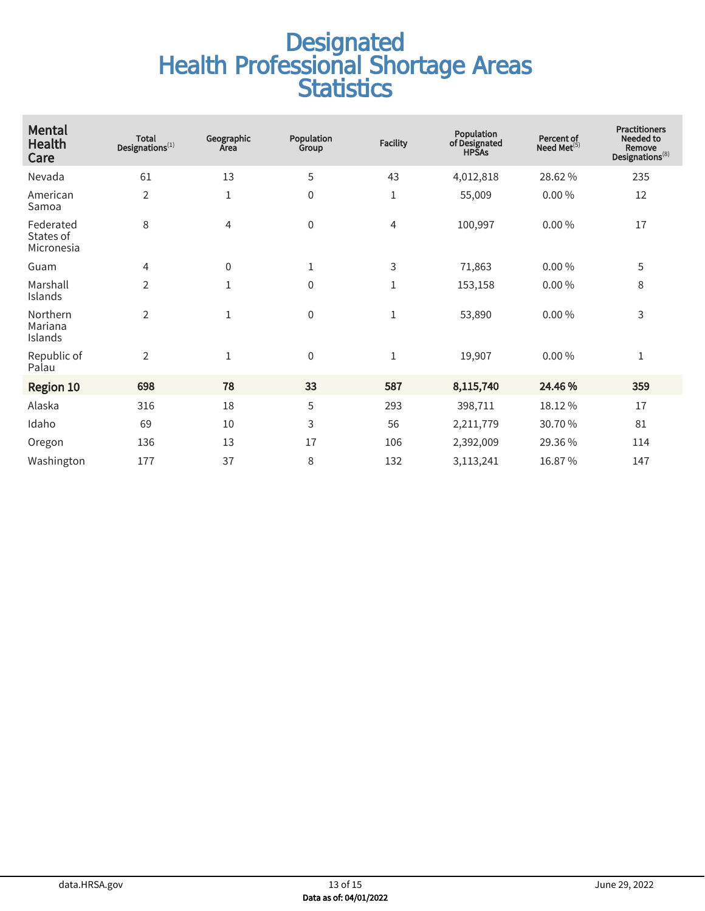# Designated Health Professional Shortage Areas Statistics

| Mental Health Care | Total Designations[1] | Geographic Area | Population Group | Facility | Population of Designated HPSAs | Percent of Need Met[5] | Practitioners Needed to Remove Designations[8] |
|---|---|---|---|---|---|---|---|
| Nevada | 61 | 13 | 5 | 43 | 4,012,818 | 28.62 % | 235 |
| American Samoa | 2 | 1 | 0 | 1 | 55,009 | 0.00 % | 12 |
| Federated States of Micronesia | 8 | 4 | 0 | 4 | 100,997 | 0.00 % | 17 |
| Guam | 4 | 0 | 1 | 3 | 71,863 | 0.00 % | 5 |
| Marshall Islands | 2 | 1 | 0 | 1 | 153,158 | 0.00 % | 8 |
| Northern Mariana Islands | 2 | 1 | 0 | 1 | 53,890 | 0.00 % | 3 |
| Republic of Palau | 2 | 1 | 0 | 1 | 19,907 | 0.00 % | 1 |
| **Region 10** | **698** | **78** | **33** | **587** | **8,115,740** | **24.46 %** | **359** |
| Alaska | 316 | 18 | 5 | 293 | 398,711 | 18.12 % | 17 |
| Idaho | 69 | 10 | 3 | 56 | 2,211,779 | 30.70 % | 81 |
| Oregon | 136 | 13 | 17 | 106 | 2,392,009 | 29.36 % | 114 |
| Washington | 177 | 37 | 8 | 132 | 3,113,241 | 16.87 % | 147 |

data.HRSA.gov

June 29, 2022

**Data as of: 04/01/2022**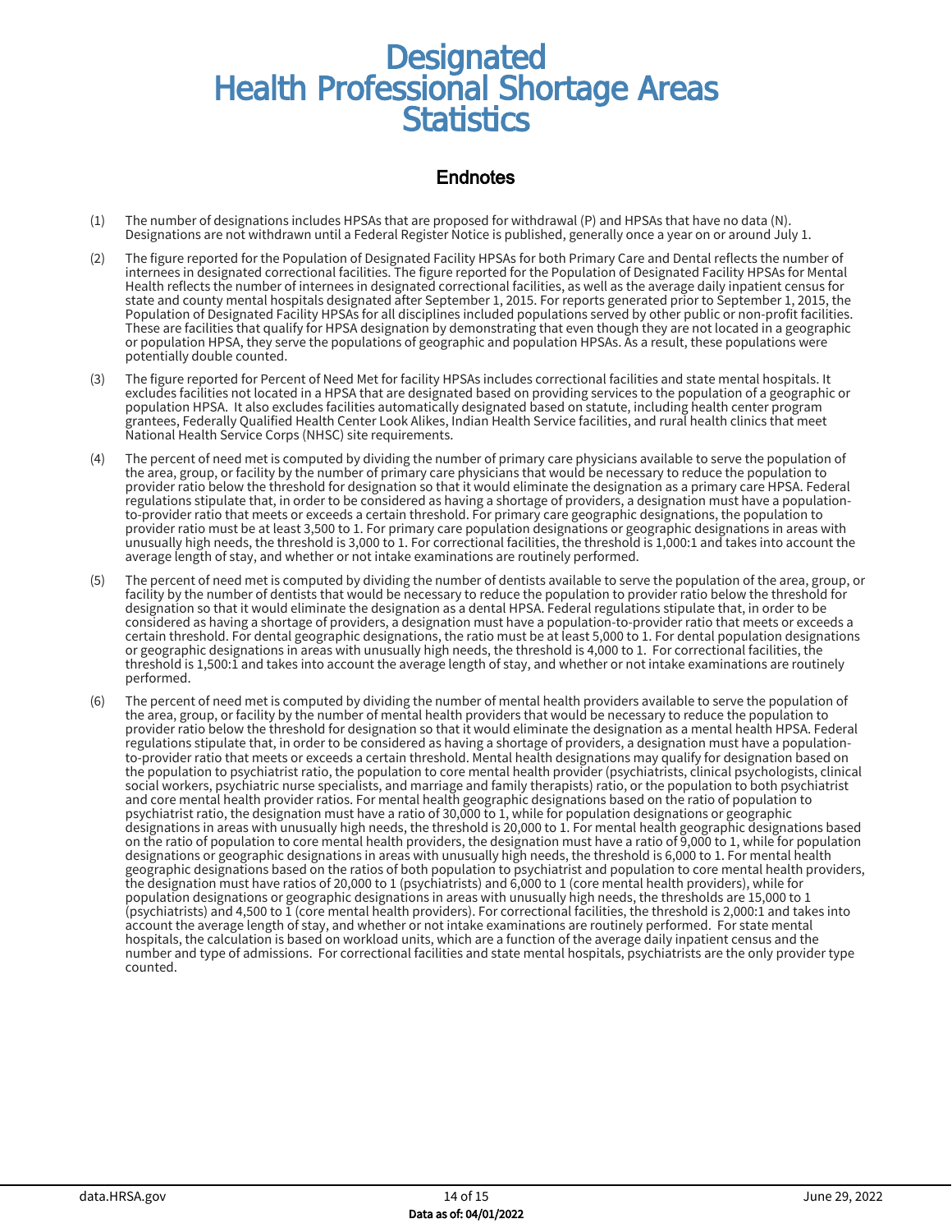# Designated Health Professional Shortage Areas Statistics

## Endnotes

(1) The number of designations includes HPSAs that are proposed for withdrawal (P) and HPSAs that have no data (N). Designations are not withdrawn until a Federal Register Notice is published, generally once a year on or around July 1.

(2) The figure reported for the Population of Designated Facility HPSAs for both Primary Care and Dental reflects the number of internees in designated correctional facilities. The figure reported for the Population of Designated Facility HPSAs for Mental Health reflects the number of internees in designated correctional facilities, as well as the average daily inpatient census for state and county mental hospitals designated after September 1, 2015. For reports generated prior to September 1, 2015, the Population of Designated Facility HPSAs for all disciplines included populations served by other public or non-profit facilities. These are facilities that qualify for HPSA designation by demonstrating that even though they are not located in a geographic or population HPSA, they serve the populations of geographic and population HPSAs. As a result, these populations were potentially double counted.

(3) The figure reported for Percent of Need Met for facility HPSAs includes correctional facilities and state mental hospitals. It excludes facilities not located in a HPSA that are designated based on providing services to the population of a geographic or population HPSA. It also excludes facilities automatically designated based on statute, including health center program grantees, Federally Qualified Health Center Look Alikes, Indian Health Service facilities, and rural health clinics that meet National Health Service Corps (NHSC) site requirements.

(4) The percent of need met is computed by dividing the number of primary care physicians available to serve the population of the area, group, or facility by the number of primary care physicians that would be necessary to reduce the population to provider ratio below the threshold for designation so that it would eliminate the designation as a primary care HPSA. Federal regulations stipulate that, in order to be considered as having a shortage of providers, a designation must have a population-to-provider ratio that meets or exceeds a certain threshold. For primary care geographic designations, the population to provider ratio must be at least 3,500 to 1. For primary care population designations or geographic designations in areas with unusually high needs, the threshold is 3,000 to 1. For correctional facilities, the threshold is 1,000:1 and takes into account the average length of stay, and whether or not intake examinations are routinely performed.

(5) The percent of need met is computed by dividing the number of dentists available to serve the population of the area, group, or facility by the number of dentists that would be necessary to reduce the population to provider ratio below the threshold for designation so that it would eliminate the designation as a dental HPSA. Federal regulations stipulate that, in order to be considered as having a shortage of providers, a designation must have a population-to-provider ratio that meets or exceeds a certain threshold. For dental geographic designations, the ratio must be at least 5,000 to 1. For dental population designations or geographic designations in areas with unusually high needs, the threshold is 4,000 to 1. For correctional facilities, the threshold is 1,500:1 and takes into account the average length of stay, and whether or not intake examinations are routinely performed.

(6) The percent of need met is computed by dividing the number of mental health providers available to serve the population of the area, group, or facility by the number of mental health providers that would be necessary to reduce the population to provider ratio below the threshold for designation so that it would eliminate the designation as a mental health HPSA. Federal regulations stipulate that, in order to be considered as having a shortage of providers, a designation must have a population-to-provider ratio that meets or exceeds a certain threshold. Mental health designations may qualify for designation based on the population to psychiatrist ratio, the population to core mental health provider (psychiatrists, clinical psychologists, clinical social workers, psychiatric nurse specialists, and marriage and family therapists) ratio, or the population to both psychiatrist and core mental health provider ratios. For mental health geographic designations based on the ratio of population to psychiatrist ratio, the designation must have a ratio of 30,000 to 1, while for population designations or geographic designations in areas with unusually high needs, the threshold is 20,000 to 1. For mental health geographic designations based on the ratio of population to core mental health providers, the designation must have a ratio of 9,000 to 1, while for population designations or geographic designations in areas with unusually high needs, the threshold is 6,000 to 1. For mental health geographic designations based on the ratios of both population to psychiatrist and population to core mental health providers, the designation must have ratios of 20,000 to 1 (psychiatrists) and 6,000 to 1 (core mental health providers), while for population designations or geographic designations in areas with unusually high needs, the thresholds are 15,000 to 1 (psychiatrists) and 4,500 to 1 (core mental health providers). For correctional facilities, the threshold is 2,000:1 and takes into account the average length of stay, and whether or not intake examinations are routinely performed. For state mental hospitals, the calculation is based on workload units, which are a function of the average daily inpatient census and the number and type of admissions. For correctional facilities and state mental hospitals, psychiatrists are the only provider type counted.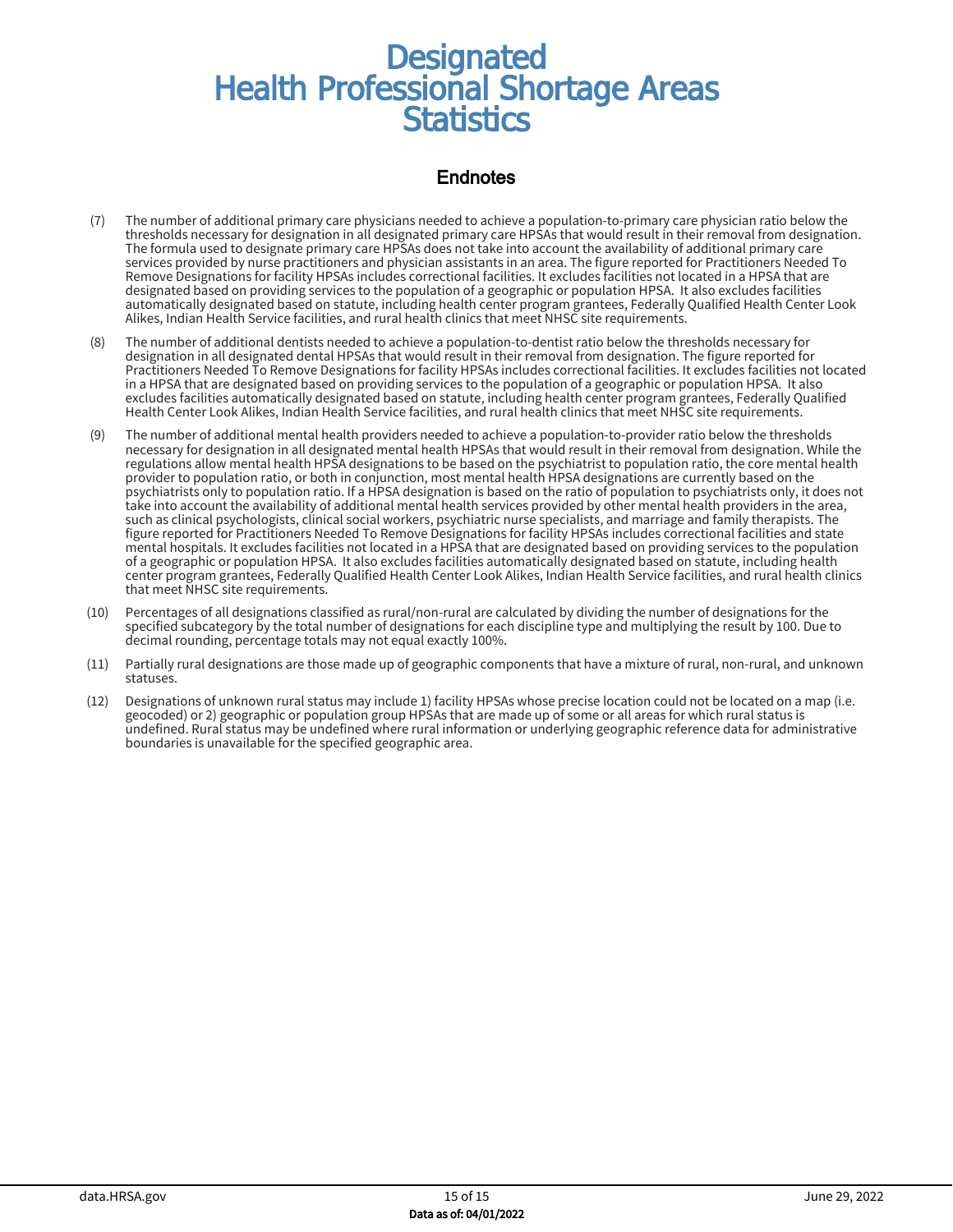# Designated Health Professional Shortage Areas Statistics

## Endnotes

(7) The number of additional primary care physicians needed to achieve a population-to-primary care physician ratio below the thresholds necessary for designation in all designated primary care HPSAs that would result in their removal from designation. The formula used to designate primary care HPSAs does not take into account the availability of additional primary care services provided by nurse practitioners and physician assistants in an area. The figure reported for Practitioners Needed To Remove Designations for facility HPSAs includes correctional facilities. It excludes facilities not located in a HPSA that are designated based on providing services to the population of a geographic or population HPSA. It also excludes facilities automatically designated based on statute, including health center program grantees, Federally Qualified Health Center Look Alikes, Indian Health Service facilities, and rural health clinics that meet NHSC site requirements.

(8) The number of additional dentists needed to achieve a population-to-dentist ratio below the thresholds necessary for designation in all designated dental HPSAs that would result in their removal from designation. The figure reported for Practitioners Needed To Remove Designations for facility HPSAs includes correctional facilities. It excludes facilities not located in a HPSA that are designated based on providing services to the population of a geographic or population HPSA. It also excludes facilities automatically designated based on statute, including health center program grantees, Federally Qualified Health Center Look Alikes, Indian Health Service facilities, and rural health clinics that meet NHSC site requirements.

(9) The number of additional mental health providers needed to achieve a population-to-provider ratio below the thresholds necessary for designation in all designated mental health HPSAs that would result in their removal from designation. While the regulations allow mental health HPSA designations to be based on the psychiatrist to population ratio, the core mental health provider to population ratio, or both in conjunction, most mental health HPSA designations are currently based on the psychiatrists only to population ratio. If a HPSA designation is based on the ratio of population to psychiatrists only, it does not take into account the availability of additional mental health services provided by other mental health providers in the area, such as clinical psychologists, clinical social workers, psychiatric nurse specialists, and marriage and family therapists. The figure reported for Practitioners Needed To Remove Designations for facility HPSAs includes correctional facilities and state mental hospitals. It excludes facilities not located in a HPSA that are designated based on providing services to the population of a geographic or population HPSA. It also excludes facilities automatically designated based on statute, including health center program grantees, Federally Qualified Health Center Look Alikes, Indian Health Service facilities, and rural health clinics that meet NHSC site requirements.

(10) Percentages of all designations classified as rural/non-rural are calculated by dividing the number of designations for the specified subcategory by the total number of designations for each discipline type and multiplying the result by 100. Due to decimal rounding, percentage totals may not equal exactly 100%.

(11) Partially rural designations are those made up of geographic components that have a mixture of rural, non-rural, and unknown statuses.

(12) Designations of unknown rural status may include 1) facility HPSAs whose precise location could not be located on a map (i.e. geocoded) or 2) geographic or population group HPSAs that are made up of some or all areas for which rural status is undefined. Rural status may be undefined where rural information or underlying geographic reference data for administrative boundaries is unavailable for the specified geographic area.